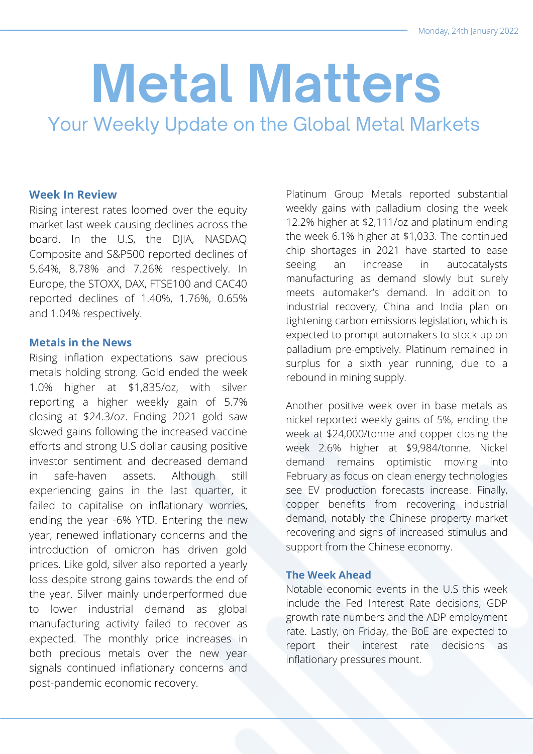# Metal Matters

## Your Weekly Update on the Global Metal Markets

Monday, 24th January 2022

### Week In Review

Rising interest rates loomed over the equity market last week causing declines across the board. In the U.S, the DJIA, NASDAQ Composite and S&P500 reported declines of 5.64%, 8.78% and 7.26% respectively. In Europe, the STOXX, DAX, FTSE100 and CAC40 reported declines of 1.40%, 1.76%, 0.65% and 1.04% respectively.

### Metals in the News

Rising inflation expectations saw precious metals holding strong. Gold ended the week 1.0% higher at $1,835/oz, with silver reporting a higher weekly gain of 5.7% closing at $24.3/oz. Ending 2021 gold saw slowed gains following the increased vaccine efforts and strong U.S dollar causing positive investor sentiment and decreased demand in safe-haven assets. Although still experiencing gains in the last quarter, it failed to capitalise on inflationary worries, ending the year -6% YTD. Entering the new year, renewed inflationary concerns and the introduction of omicron has driven gold prices. Like gold, silver also reported a yearly loss despite strong gains towards the end of the year. Silver mainly underperformed due to lower industrial demand as global manufacturing activity failed to recover as expected. The monthly price increases in both precious metals over the new year signals continued inflationary concerns and post-pandemic economic recovery.

Platinum Group Metals reported substantial weekly gains with palladium closing the week 12.2% higher at $2,111/oz and platinum ending the week 6.1% higher at $1,033. The continued chip shortages in 2021 have started to ease seeing an increase in autocatalysts manufacturing as demand slowly but surely meets automaker's demand. In addition to industrial recovery, China and India plan on tightening carbon emissions legislation, which is expected to prompt automakers to stock up on palladium pre-emptively. Platinum remained in surplus for a sixth year running, due to a rebound in mining supply.

Another positive week over in base metals as nickel reported weekly gains of 5%, ending the week at $24,000/tonne and copper closing the week 2.6% higher at $9,984/tonne. Nickel demand remains optimistic moving into February as focus on clean energy technologies see EV production forecasts increase. Finally, copper benefits from recovering industrial demand, notably the Chinese property market recovering and signs of increased stimulus and support from the Chinese economy.

### The Week Ahead

Notable economic events in the U.S this week include the Fed Interest Rate decisions, GDP growth rate numbers and the ADP employment rate. Lastly, on Friday, the BoE are expected to report their interest rate decisions as inflationary pressures mount.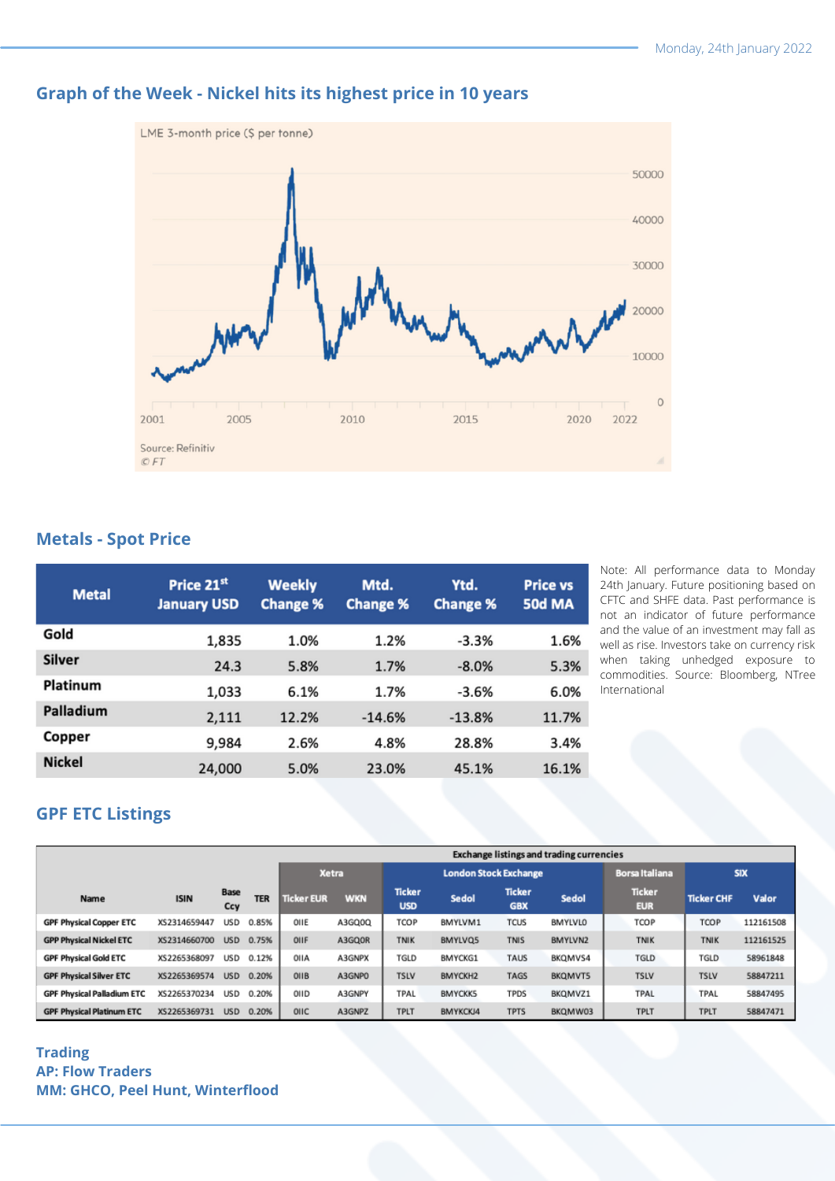## Graph of the Week - Nickel hits its highest price in 10 years

LME 3-month price ($ per tonne)

Source: Refinitiv
© FT

## Metals - Spot Price

| Metal | Price 21st January USD | Weekly Change % | Mtd. Change % | Ytd. Change % | Price vs 50d MA |
|---|---|---|---|---|---|
| Gold | 1,835 | 1.0% | 1.2% | -3.3% | 1.6% |
| Silver | 24.3 | 5.8% | 1.7% | -8.0% | 5.3% |
| Platinum | 1,033 | 6.1% | 1.7% | -3.6% | 6.0% |
| Palladium | 2,111 | 12.2% | -14.6% | -13.8% | 11.7% |
| Copper | 9,984 | 2.6% | 4.8% | 28.8% | 3.4% |
| Nickel | 24,000 | 5.0% | 23.0% | 45.1% | 16.1% |

Note: All performance data to Monday 24th January. Future positioning based on CFTC and SHFE data. Past performance is not an indicator of future performance and the value of an investment may fall as well as rise. Investors take on currency risk when taking unhedged exposure to commodities. Source: Bloomberg, NTree International

## GPF ETC Listings

| | | | | Exchange listings and trading currencies | | | | | | | | | |
|---|---|---|---|---|---|---|---|---|---|---|---|---|---|
| | | | | Xetra | | London Stock Exchange | | | | Borsa Italiana | SIX | |
| Name | ISIN | Base Ccy | TER | Ticker EUR | WKN | Ticker USD | Sedol | Ticker GBX | Sedol | Ticker EUR | Ticker CHF | Valor |
| GPF Physical Copper ETC | XS2314659447 | USD | 0.85% | 0IIE | A3GQ0Q | TCOP | BMYLVM1 | TCUS | BMYLVL0 | TCOP | TCOP | 112161508 |
| GPF Physical Nickel ETC | XS2314660700 | USD | 0.75% | 0IIF | A3GQ0R | TNIK | BMYLVQ5 | TNIS | BMYLVN2 | TNIK | TNIK | 112161525 |
| GPF Physical Gold ETC | XS2265368097 | USD | 0.12% | 0IIA | A3GNPX | TGLD | BMYCKG1 | TAUS | BKQMVS4 | TGLD | TGLD | 58961848 |
| GPF Physical Silver ETC | XS2265369574 | USD | 0.20% | 0IIB | A3GNP0 | TSLV | BMYCKH2 | TAGS | BKQMVT5 | TSLV | TSLV | 58847211 |
| GPF Physical Palladium ETC | XS2265370234 | USD | 0.20% | 0IID | A3GNPY | TPAL | BMYCKK5 | TPDS | BKQMVZ1 | TPAL | TPAL | 58847495 |
| GPF Physical Platinum ETC | XS2265369731 | USD | 0.20% | 0IIC | A3GNPZ | TPLT | BMYKCKJ4 | TPTS | BKQMW03 | TPLT | TPLT | 58847471 |

**Trading**
**AP: Flow Traders**
**MM: GHCO, Peel Hunt, Winterflood**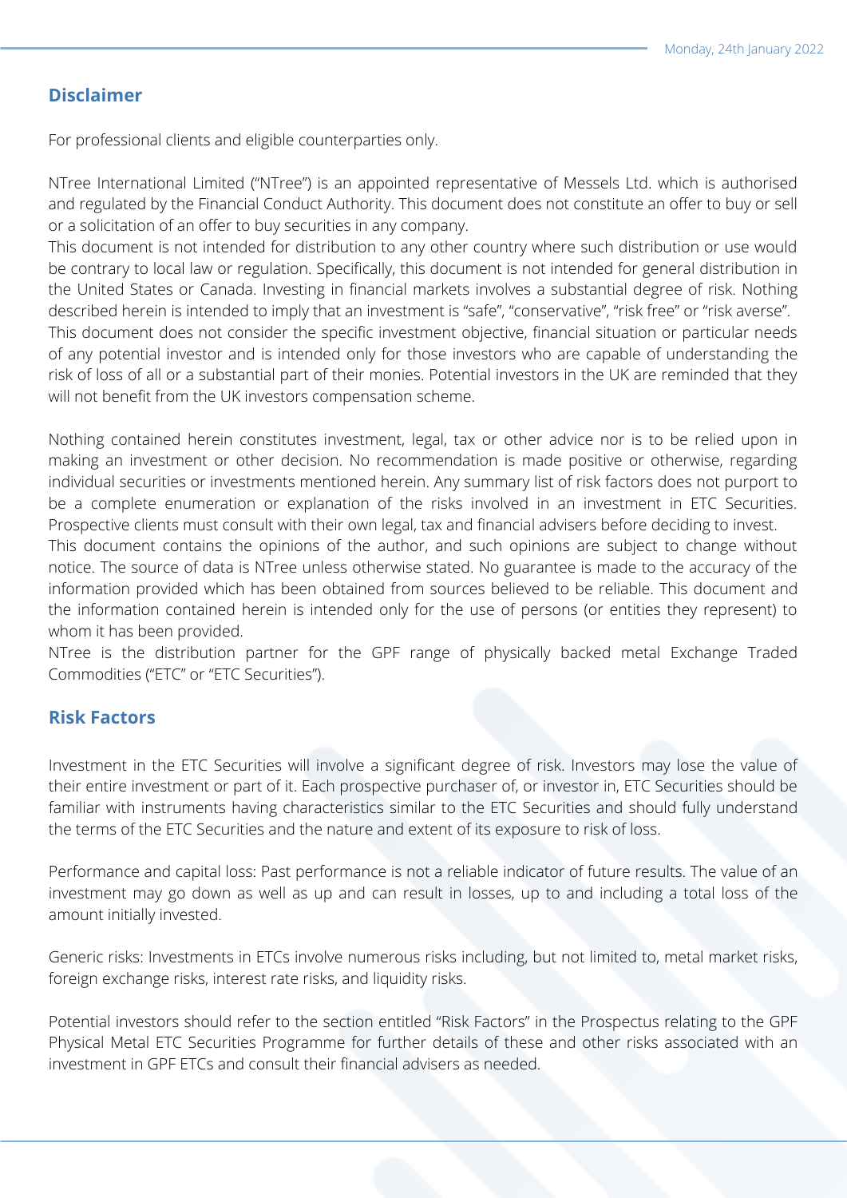## Disclaimer

For professional clients and eligible counterparties only.

NTree International Limited ("NTree") is an appointed representative of Messels Ltd. which is authorised and regulated by the Financial Conduct Authority. This document does not constitute an offer to buy or sell or a solicitation of an offer to buy securities in any company.
This document is not intended for distribution to any other country where such distribution or use would be contrary to local law or regulation. Specifically, this document is not intended for general distribution in the United States or Canada. Investing in financial markets involves a substantial degree of risk. Nothing described herein is intended to imply that an investment is "safe", "conservative", "risk free" or "risk averse".
This document does not consider the specific investment objective, financial situation or particular needs of any potential investor and is intended only for those investors who are capable of understanding the risk of loss of all or a substantial part of their monies. Potential investors in the UK are reminded that they will not benefit from the UK investors compensation scheme.

Nothing contained herein constitutes investment, legal, tax or other advice nor is to be relied upon in making an investment or other decision. No recommendation is made positive or otherwise, regarding individual securities or investments mentioned herein. Any summary list of risk factors does not purport to be a complete enumeration or explanation of the risks involved in an investment in ETC Securities. Prospective clients must consult with their own legal, tax and financial advisers before deciding to invest.
This document contains the opinions of the author, and such opinions are subject to change without notice. The source of data is NTree unless otherwise stated. No guarantee is made to the accuracy of the information provided which has been obtained from sources believed to be reliable. This document and the information contained herein is intended only for the use of persons (or entities they represent) to whom it has been provided.
NTree is the distribution partner for the GPF range of physically backed metal Exchange Traded Commodities ("ETC" or "ETC Securities").

## Risk Factors

Investment in the ETC Securities will involve a significant degree of risk. Investors may lose the value of their entire investment or part of it. Each prospective purchaser of, or investor in, ETC Securities should be familiar with instruments having characteristics similar to the ETC Securities and should fully understand the terms of the ETC Securities and the nature and extent of its exposure to risk of loss.

Performance and capital loss: Past performance is not a reliable indicator of future results. The value of an investment may go down as well as up and can result in losses, up to and including a total loss of the amount initially invested.

Generic risks: Investments in ETCs involve numerous risks including, but not limited to, metal market risks, foreign exchange risks, interest rate risks, and liquidity risks.

Potential investors should refer to the section entitled "Risk Factors" in the Prospectus relating to the GPF Physical Metal ETC Securities Programme for further details of these and other risks associated with an investment in GPF ETCs and consult their financial advisers as needed.